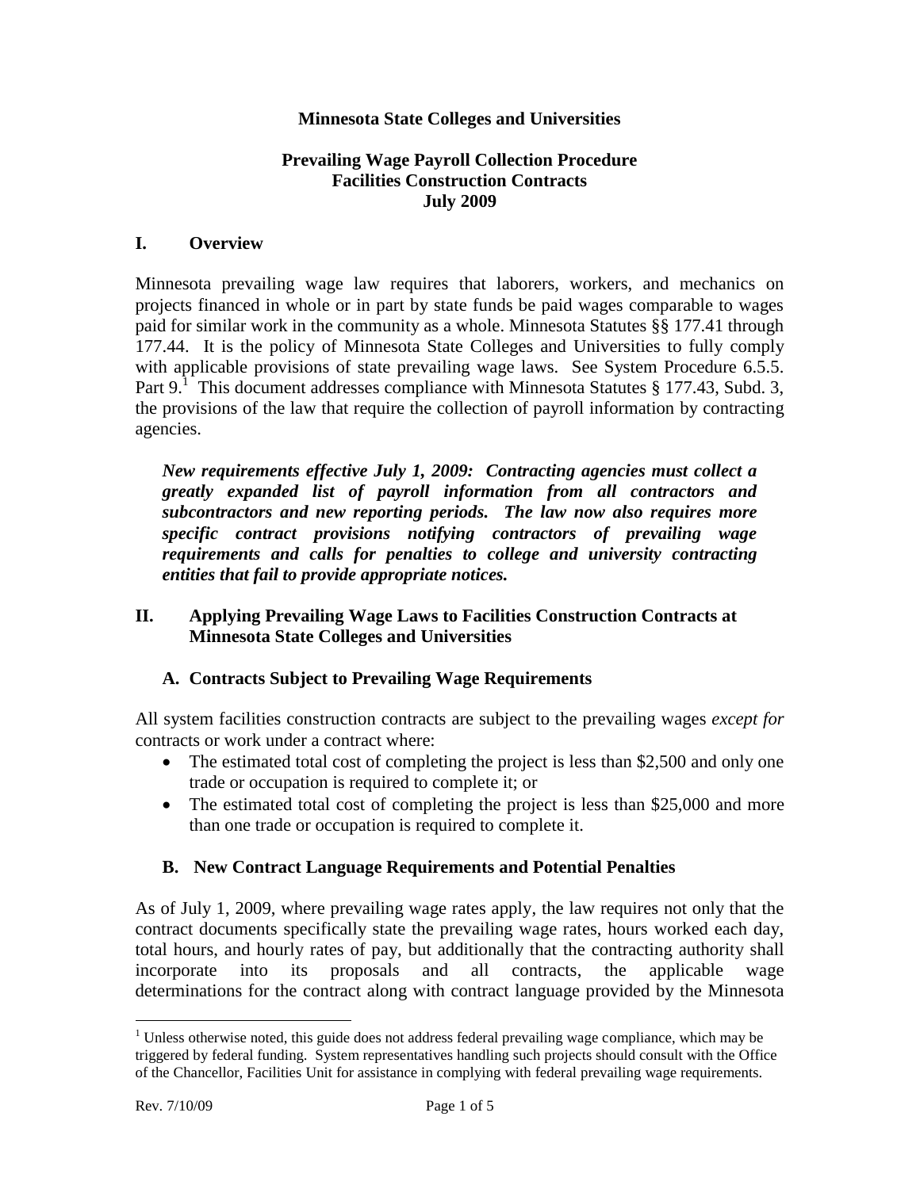**Minnesota State Colleges and Universities**

**Prevailing Wage Payroll Collection Procedure**
**Facilities Construction Contracts**
**July 2009**

## I. Overview

Minnesota prevailing wage law requires that laborers, workers, and mechanics on projects financed in whole or in part by state funds be paid wages comparable to wages paid for similar work in the community as a whole. Minnesota Statutes §§ 177.41 through 177.44. It is the policy of Minnesota State Colleges and Universities to fully comply with applicable provisions of state prevailing wage laws. See System Procedure 6.5.5. Part 9.[1] This document addresses compliance with Minnesota Statutes § 177.43, Subd. 3, the provisions of the law that require the collection of payroll information by contracting agencies.

> ***New requirements effective July 1, 2009: Contracting agencies must collect a greatly expanded list of payroll information from all contractors and subcontractors and new reporting periods. The law now also requires more specific contract provisions notifying contractors of prevailing wage requirements and calls for penalties to college and university contracting entities that fail to provide appropriate notices.***

## II. Applying Prevailing Wage Laws to Facilities Construction Contracts at Minnesota State Colleges and Universities

### A. Contracts Subject to Prevailing Wage Requirements

All system facilities construction contracts are subject to the prevailing wages *except for* contracts or work under a contract where:

- The estimated total cost of completing the project is less than $2,500 and only one trade or occupation is required to complete it; or
- The estimated total cost of completing the project is less than $25,000 and more than one trade or occupation is required to complete it.

### B. New Contract Language Requirements and Potential Penalties

As of July 1, 2009, where prevailing wage rates apply, the law requires not only that the contract documents specifically state the prevailing wage rates, hours worked each day, total hours, and hourly rates of pay, but additionally that the contracting authority shall incorporate into its proposals and all contracts, the applicable wage determinations for the contract along with contract language provided by the Minnesota

---

[1] Unless otherwise noted, this guide does not address federal prevailing wage compliance, which may be triggered by federal funding. System representatives handling such projects should consult with the Office of the Chancellor, Facilities Unit for assistance in complying with federal prevailing wage requirements.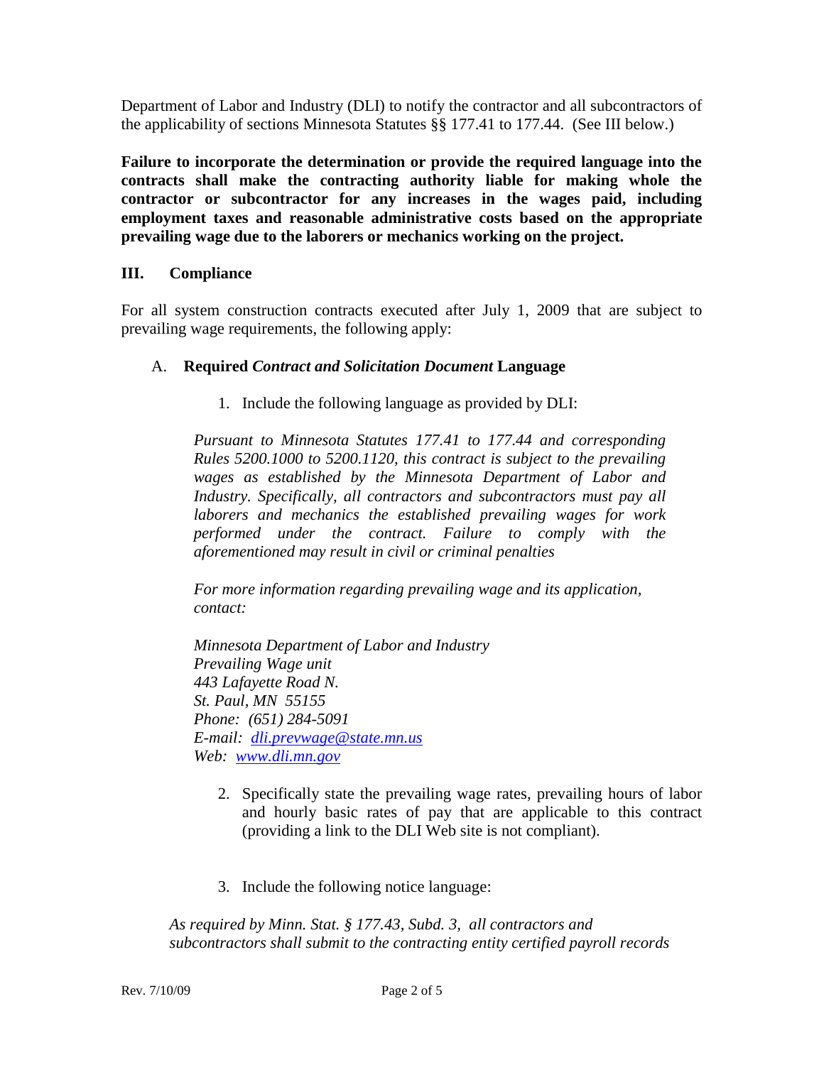Department of Labor and Industry (DLI) to notify the contractor and all subcontractors of the applicability of sections Minnesota Statutes §§ 177.41 to 177.44. (See III below.)

**Failure to incorporate the determination or provide the required language into the contracts shall make the contracting authority liable for making whole the contractor or subcontractor for any increases in the wages paid, including employment taxes and reasonable administrative costs based on the appropriate prevailing wage due to the laborers or mechanics working on the project.**

## III. Compliance

For all system construction contracts executed after July 1, 2009 that are subject to prevailing wage requirements, the following apply:

### A. Required *Contract and Solicitation Document* Language

1. Include the following language as provided by DLI:

*Pursuant to Minnesota Statutes 177.41 to 177.44 and corresponding Rules 5200.1000 to 5200.1120, this contract is subject to the prevailing wages as established by the Minnesota Department of Labor and Industry. Specifically, all contractors and subcontractors must pay all laborers and mechanics the established prevailing wages for work performed under the contract. Failure to comply with the aforementioned may result in civil or criminal penalties*

*For more information regarding prevailing wage and its application, contact:*

*Minnesota Department of Labor and Industry*
*Prevailing Wage unit*
*443 Lafayette Road N.*
*St. Paul, MN 55155*
*Phone: (651) 284-5091*
*E-mail: dli.prevwage@state.mn.us*
*Web: www.dli.mn.gov*

2. Specifically state the prevailing wage rates, prevailing hours of labor and hourly basic rates of pay that are applicable to this contract (providing a link to the DLI Web site is not compliant).

3. Include the following notice language:

*As required by Minn. Stat. § 177.43, Subd. 3, all contractors and subcontractors shall submit to the contracting entity certified payroll records*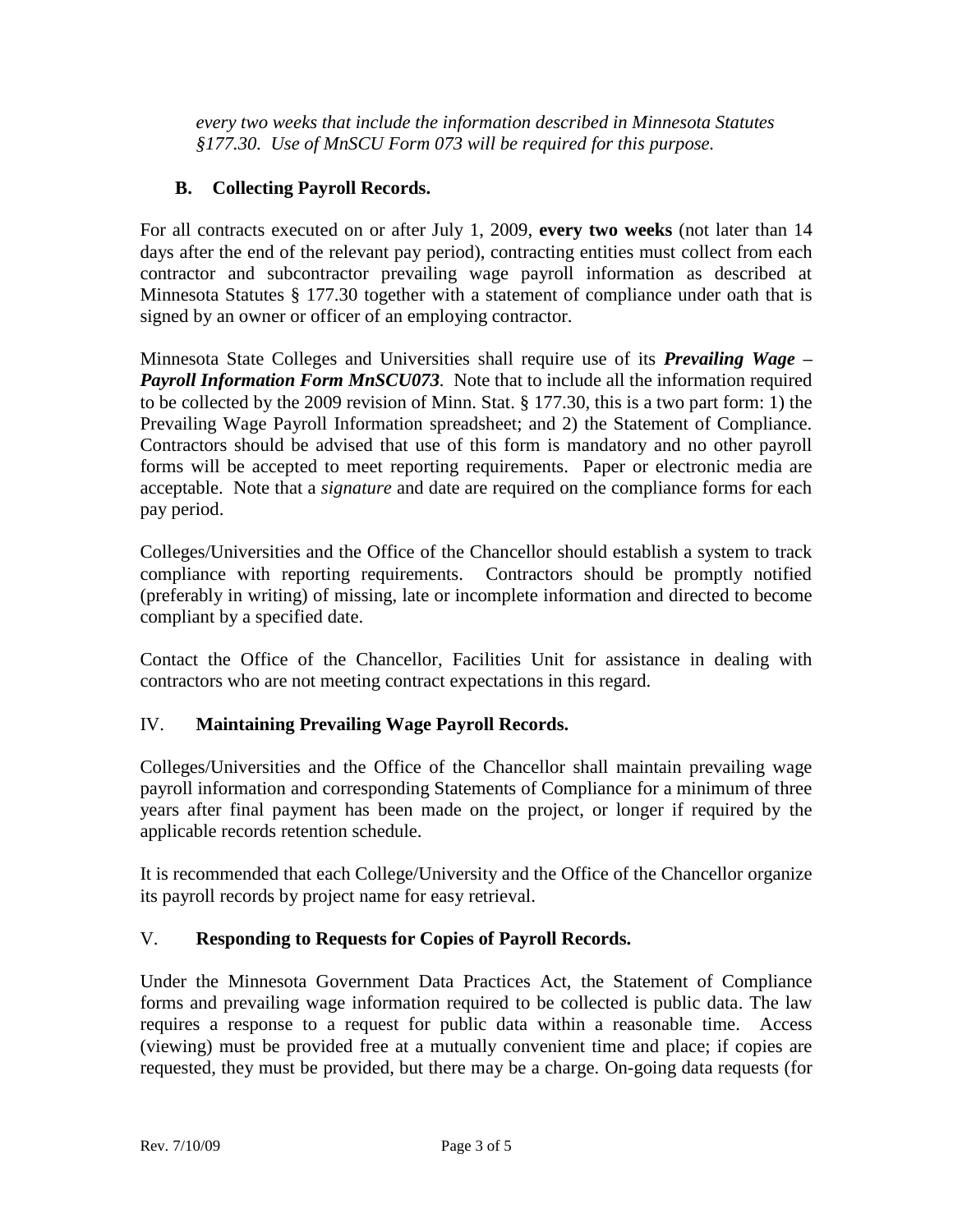*every two weeks that include the information described in Minnesota Statutes §177.30. Use of MnSCU Form 073 will be required for this purpose.*

### B. Collecting Payroll Records.

For all contracts executed on or after July 1, 2009, **every two weeks** (not later than 14 days after the end of the relevant pay period), contracting entities must collect from each contractor and subcontractor prevailing wage payroll information as described at Minnesota Statutes § 177.30 together with a statement of compliance under oath that is signed by an owner or officer of an employing contractor.

Minnesota State Colleges and Universities shall require use of its ***Prevailing Wage – Payroll Information Form MnSCU073***. Note that to include all the information required to be collected by the 2009 revision of Minn. Stat. § 177.30, this is a two part form: 1) the Prevailing Wage Payroll Information spreadsheet; and 2) the Statement of Compliance. Contractors should be advised that use of this form is mandatory and no other payroll forms will be accepted to meet reporting requirements. Paper or electronic media are acceptable. Note that a *signature* and date are required on the compliance forms for each pay period.

Colleges/Universities and the Office of the Chancellor should establish a system to track compliance with reporting requirements. Contractors should be promptly notified (preferably in writing) of missing, late or incomplete information and directed to become compliant by a specified date.

Contact the Office of the Chancellor, Facilities Unit for assistance in dealing with contractors who are not meeting contract expectations in this regard.

## IV. Maintaining Prevailing Wage Payroll Records.

Colleges/Universities and the Office of the Chancellor shall maintain prevailing wage payroll information and corresponding Statements of Compliance for a minimum of three years after final payment has been made on the project, or longer if required by the applicable records retention schedule.

It is recommended that each College/University and the Office of the Chancellor organize its payroll records by project name for easy retrieval.

## V. Responding to Requests for Copies of Payroll Records.

Under the Minnesota Government Data Practices Act, the Statement of Compliance forms and prevailing wage information required to be collected is public data. The law requires a response to a request for public data within a reasonable time. Access (viewing) must be provided free at a mutually convenient time and place; if copies are requested, they must be provided, but there may be a charge. On-going data requests (for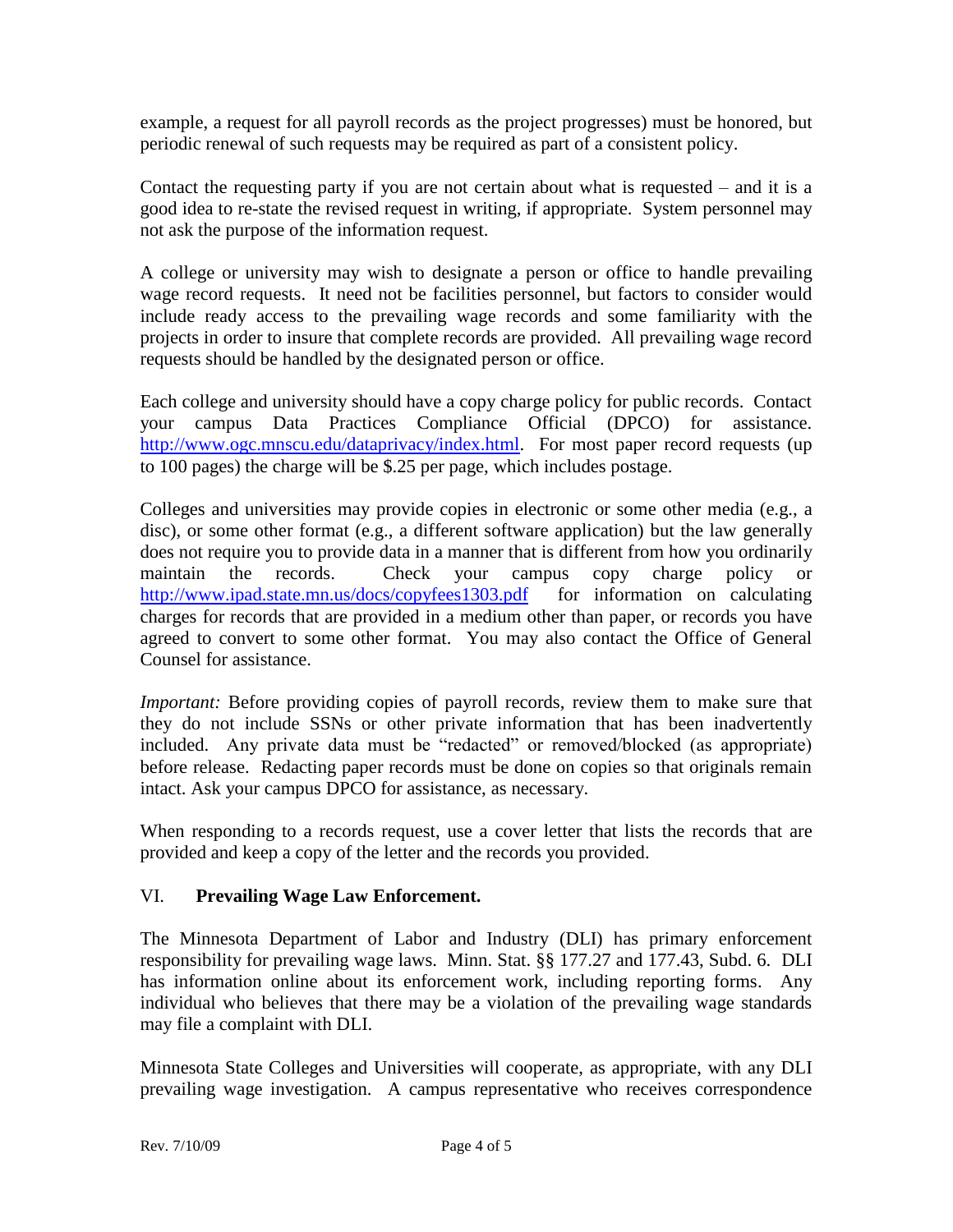example, a request for all payroll records as the project progresses) must be honored, but periodic renewal of such requests may be required as part of a consistent policy.

Contact the requesting party if you are not certain about what is requested – and it is a good idea to re-state the revised request in writing, if appropriate. System personnel may not ask the purpose of the information request.

A college or university may wish to designate a person or office to handle prevailing wage record requests. It need not be facilities personnel, but factors to consider would include ready access to the prevailing wage records and some familiarity with the projects in order to insure that complete records are provided. All prevailing wage record requests should be handled by the designated person or office.

Each college and university should have a copy charge policy for public records. Contact your campus Data Practices Compliance Official (DPCO) for assistance. http://www.ogc.mnscu.edu/dataprivacy/index.html. For most paper record requests (up to 100 pages) the charge will be $.25 per page, which includes postage.

Colleges and universities may provide copies in electronic or some other media (e.g., a disc), or some other format (e.g., a different software application) but the law generally does not require you to provide data in a manner that is different from how you ordinarily maintain the records. Check your campus copy charge policy or http://www.ipad.state.mn.us/docs/copyfees1303.pdf for information on calculating charges for records that are provided in a medium other than paper, or records you have agreed to convert to some other format. You may also contact the Office of General Counsel for assistance.

*Important:* Before providing copies of payroll records, review them to make sure that they do not include SSNs or other private information that has been inadvertently included. Any private data must be "redacted" or removed/blocked (as appropriate) before release. Redacting paper records must be done on copies so that originals remain intact. Ask your campus DPCO for assistance, as necessary.

When responding to a records request, use a cover letter that lists the records that are provided and keep a copy of the letter and the records you provided.

## VI. Prevailing Wage Law Enforcement.

The Minnesota Department of Labor and Industry (DLI) has primary enforcement responsibility for prevailing wage laws. Minn. Stat. §§ 177.27 and 177.43, Subd. 6. DLI has information online about its enforcement work, including reporting forms. Any individual who believes that there may be a violation of the prevailing wage standards may file a complaint with DLI.

Minnesota State Colleges and Universities will cooperate, as appropriate, with any DLI prevailing wage investigation. A campus representative who receives correspondence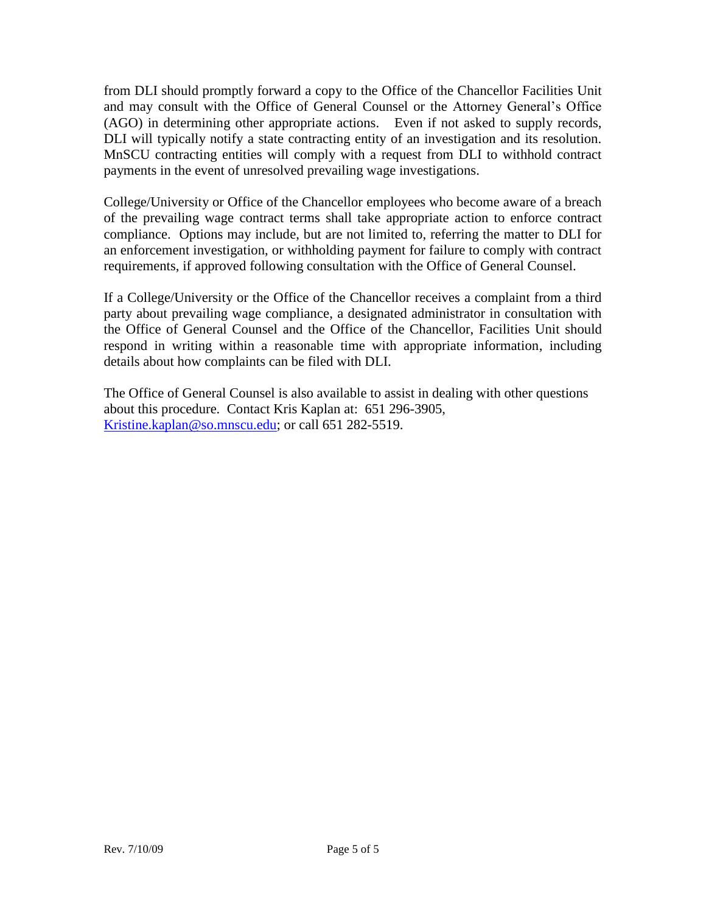from DLI should promptly forward a copy to the Office of the Chancellor Facilities Unit and may consult with the Office of General Counsel or the Attorney General's Office (AGO) in determining other appropriate actions. Even if not asked to supply records, DLI will typically notify a state contracting entity of an investigation and its resolution. MnSCU contracting entities will comply with a request from DLI to withhold contract payments in the event of unresolved prevailing wage investigations.

College/University or Office of the Chancellor employees who become aware of a breach of the prevailing wage contract terms shall take appropriate action to enforce contract compliance. Options may include, but are not limited to, referring the matter to DLI for an enforcement investigation, or withholding payment for failure to comply with contract requirements, if approved following consultation with the Office of General Counsel.

If a College/University or the Office of the Chancellor receives a complaint from a third party about prevailing wage compliance, a designated administrator in consultation with the Office of General Counsel and the Office of the Chancellor, Facilities Unit should respond in writing within a reasonable time with appropriate information, including details about how complaints can be filed with DLI.

The Office of General Counsel is also available to assist in dealing with other questions about this procedure. Contact Kris Kaplan at: 651 296-3905, [Kristine.kaplan@so.mnscu.edu](mailto:Kristine.kaplan@so.mnscu.edu); or call 651 282-5519.

Rev. 7/10/09